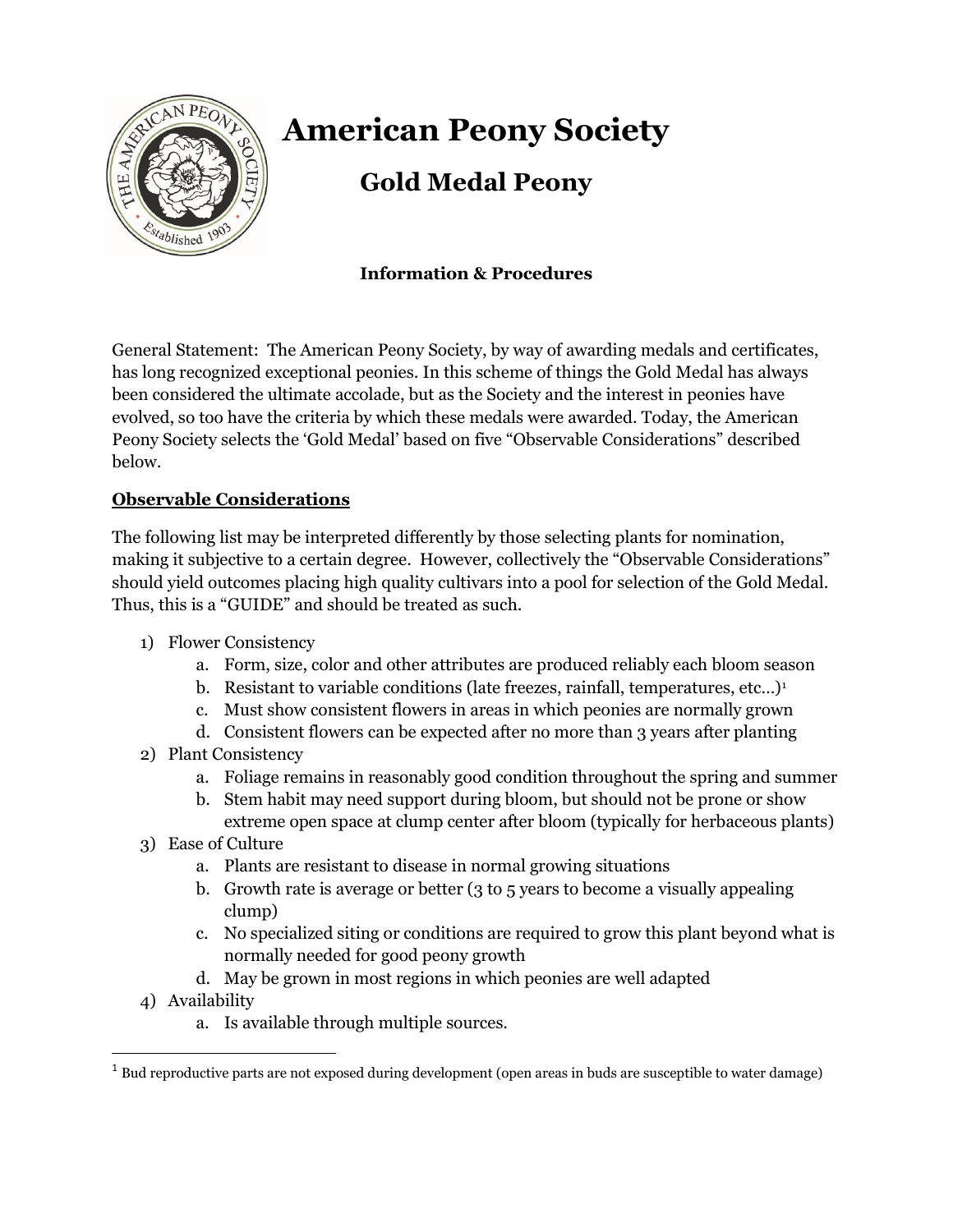# American Peony Society

## Gold Medal Peony

**Information & Procedures**

General Statement: The American Peony Society, by way of awarding medals and certificates, has long recognized exceptional peonies. In this scheme of things the Gold Medal has always been considered the ultimate accolade, but as the Society and the interest in peonies have evolved, so too have the criteria by which these medals were awarded. Today, the American Peony Society selects the 'Gold Medal' based on five "Observable Considerations" described below.

**Observable Considerations**

The following list may be interpreted differently by those selecting plants for nomination, making it subjective to a certain degree. However, collectively the "Observable Considerations" should yield outcomes placing high quality cultivars into a pool for selection of the Gold Medal. Thus, this is a "GUIDE" and should be treated as such.

1) Flower Consistency
   a. Form, size, color and other attributes are produced reliably each bloom season
   b. Resistant to variable conditions (late freezes, rainfall, temperatures, etc…)[1]
   c. Must show consistent flowers in areas in which peonies are normally grown
   d. Consistent flowers can be expected after no more than 3 years after planting
2) Plant Consistency
   a. Foliage remains in reasonably good condition throughout the spring and summer
   b. Stem habit may need support during bloom, but should not be prone or show extreme open space at clump center after bloom (typically for herbaceous plants)
3) Ease of Culture
   a. Plants are resistant to disease in normal growing situations
   b. Growth rate is average or better (3 to 5 years to become a visually appealing clump)
   c. No specialized siting or conditions are required to grow this plant beyond what is normally needed for good peony growth
   d. May be grown in most regions in which peonies are well adapted
4) Availability
   a. Is available through multiple sources.

---

[1] Bud reproductive parts are not exposed during development (open areas in buds are susceptible to water damage)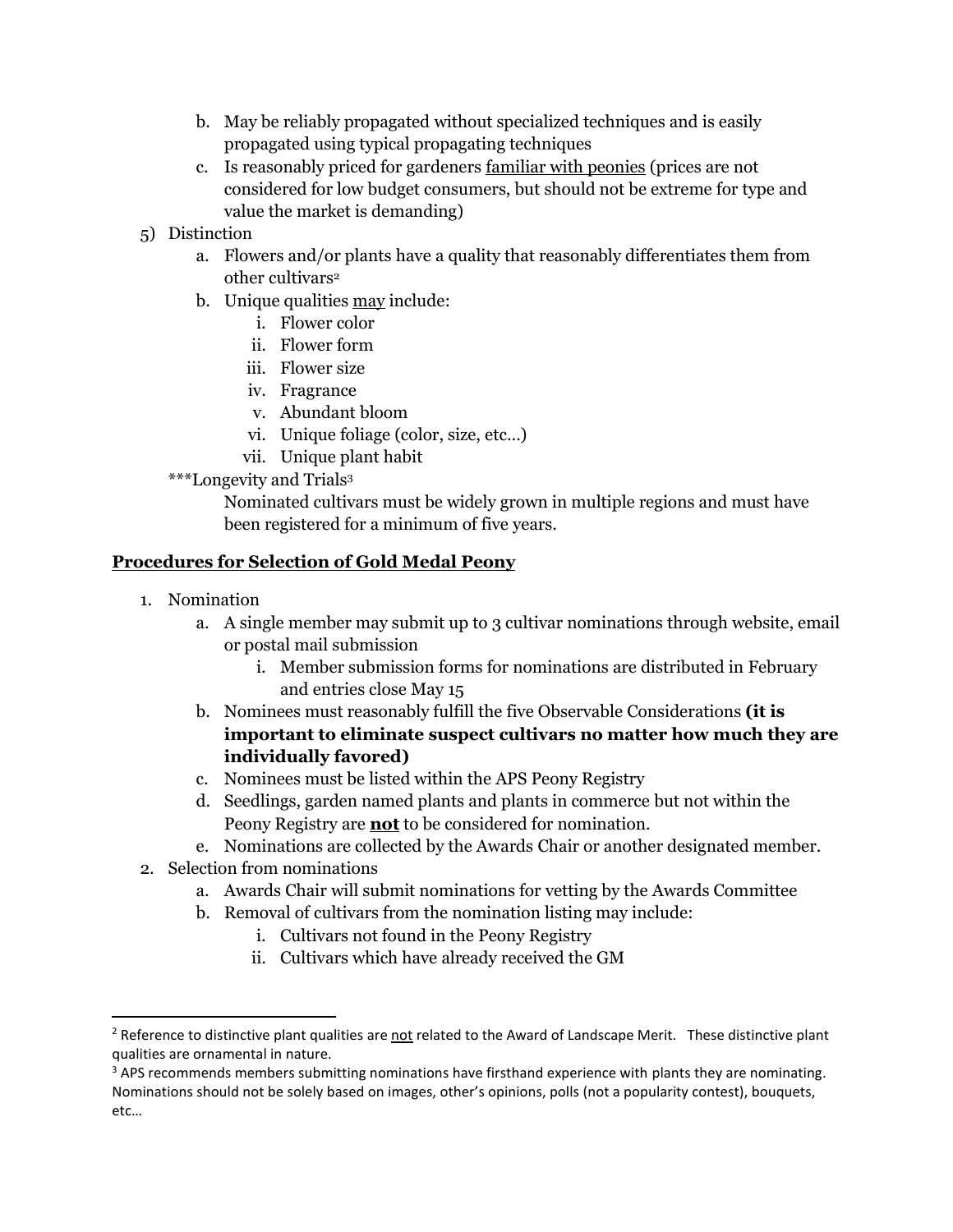b. May be reliably propagated without specialized techniques and is easily propagated using typical propagating techniques
   c. Is reasonably priced for gardeners <u>familiar with peonies</u> (prices are not considered for low budget consumers, but should not be extreme for type and value the market is demanding)

5) Distinction
   a. Flowers and/or plants have a quality that reasonably differentiates them from other cultivars[2]
   b. Unique qualities <u>may</u> include:
      i. Flower color
      ii. Flower form
      iii. Flower size
      iv. Fragrance
      v. Abundant bloom
      vi. Unique foliage (color, size, etc...)
      vii. Unique plant habit

***Longevity and Trials[3]

Nominated cultivars must be widely grown in multiple regions and must have been registered for a minimum of five years.

## <u>Procedures for Selection of Gold Medal Peony</u>

1. Nomination
   a. A single member may submit up to 3 cultivar nominations through website, email or postal mail submission
      i. Member submission forms for nominations are distributed in February and entries close May 15
   b. Nominees must reasonably fulfill the five Observable Considerations **(it is important to eliminate suspect cultivars no matter how much they are individually favored)**
   c. Nominees must be listed within the APS Peony Registry
   d. Seedlings, garden named plants and plants in commerce but not within the Peony Registry are <u>**not**</u> to be considered for nomination.
   e. Nominations are collected by the Awards Chair or another designated member.
2. Selection from nominations
   a. Awards Chair will submit nominations for vetting by the Awards Committee
   b. Removal of cultivars from the nomination listing may include:
      i. Cultivars not found in the Peony Registry
      ii. Cultivars which have already received the GM

---

[2] Reference to distinctive plant qualities are <u>not</u> related to the Award of Landscape Merit. These distinctive plant qualities are ornamental in nature.

[3] APS recommends members submitting nominations have firsthand experience with plants they are nominating. Nominations should not be solely based on images, other's opinions, polls (not a popularity contest), bouquets, etc...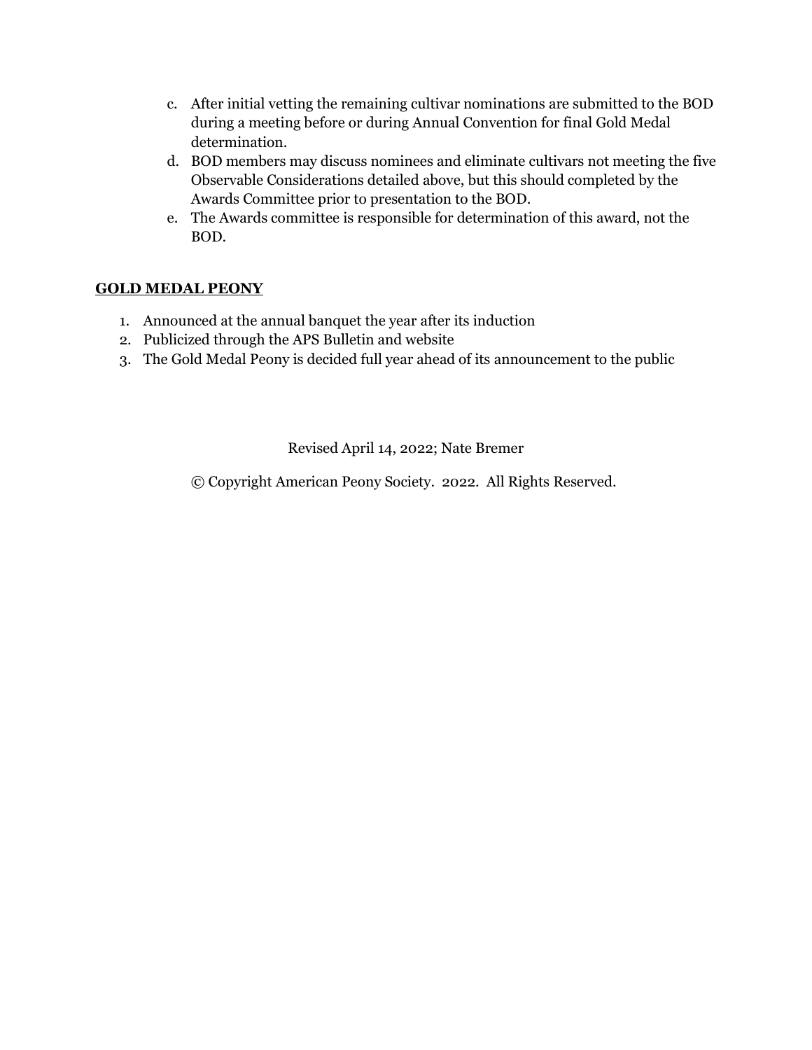c. After initial vetting the remaining cultivar nominations are submitted to the BOD during a meeting before or during Annual Convention for final Gold Medal determination.
d. BOD members may discuss nominees and eliminate cultivars not meeting the five Observable Considerations detailed above, but this should completed by the Awards Committee prior to presentation to the BOD.
e. The Awards committee is responsible for determination of this award, not the BOD.

**GOLD MEDAL PEONY**

1. Announced at the annual banquet the year after its induction
2. Publicized through the APS Bulletin and website
3. The Gold Medal Peony is decided full year ahead of its announcement to the public

Revised April 14, 2022; Nate Bremer

© Copyright American Peony Society. 2022. All Rights Reserved.